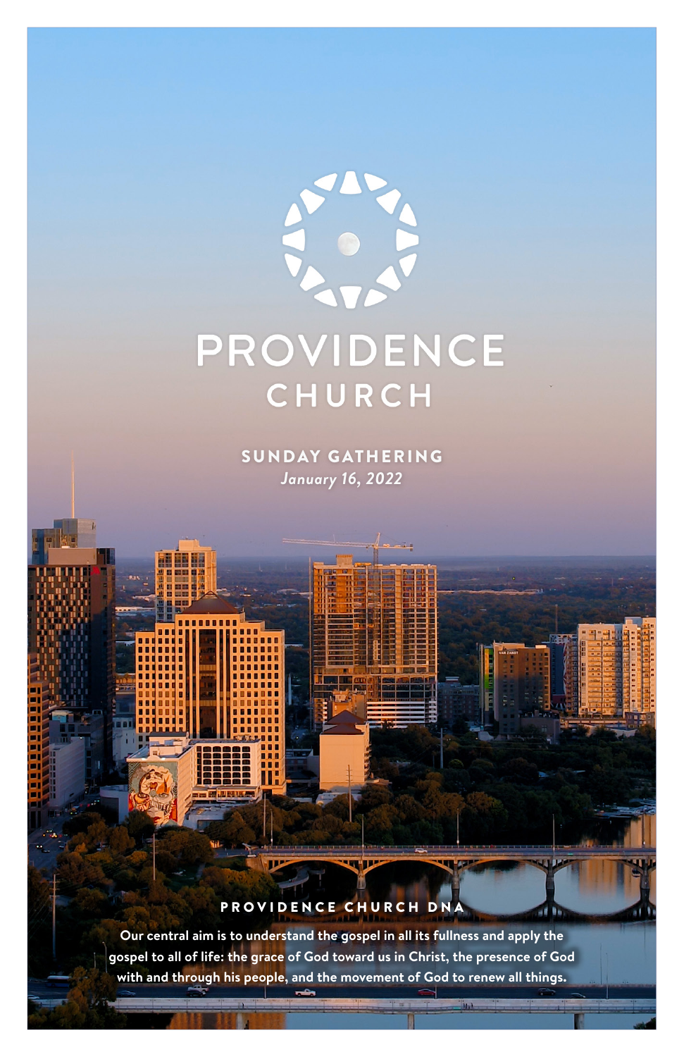# PROVIDENCE CHURCH

## SUNDAY GATHERING

*January 16, 2022*

### PROVIDENCE CHURCH DNA

**Our central aim is to understand the gospel in all its fullness and apply the gospel to all of life: the grace of God toward us in Christ, the presence of God with and through his people, and the movement of God to renew all things.**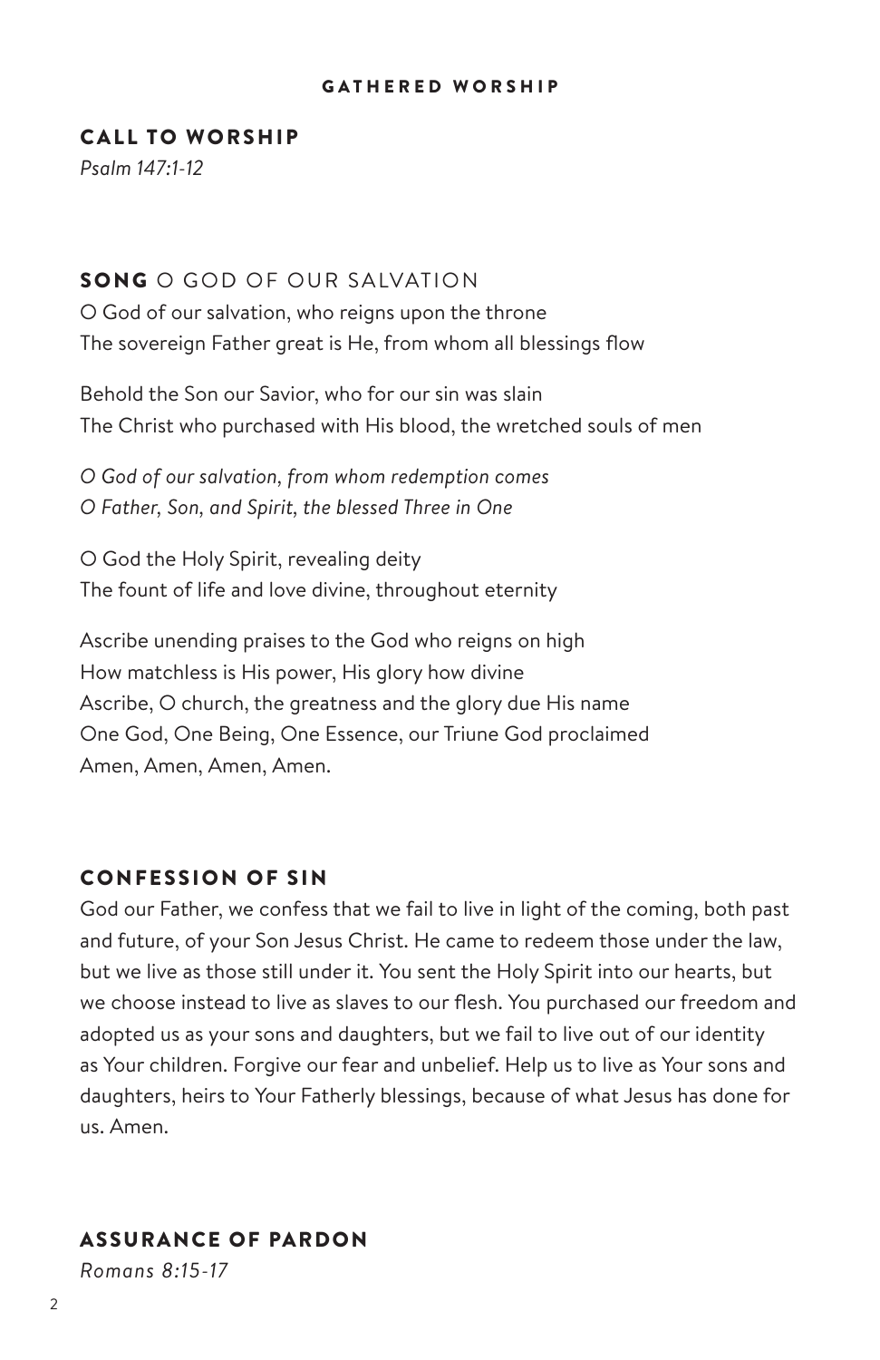# GATHERED WORSHIP

## CALL TO WORSHIP

*Psalm 147:1-12*

## SONG O GOD OF OUR SALVATION

O God of our salvation, who reigns upon the throne
The sovereign Father great is He, from whom all blessings flow

Behold the Son our Savior, who for our sin was slain
The Christ who purchased with His blood, the wretched souls of men

*O God of our salvation, from whom redemption comes*
*O Father, Son, and Spirit, the blessed Three in One*

O God the Holy Spirit, revealing deity
The fount of life and love divine, throughout eternity

Ascribe unending praises to the God who reigns on high
How matchless is His power, His glory how divine
Ascribe, O church, the greatness and the glory due His name
One God, One Being, One Essence, our Triune God proclaimed
Amen, Amen, Amen, Amen.

## CONFESSION OF SIN

God our Father, we confess that we fail to live in light of the coming, both past and future, of your Son Jesus Christ. He came to redeem those under the law, but we live as those still under it. You sent the Holy Spirit into our hearts, but we choose instead to live as slaves to our flesh. You purchased our freedom and adopted us as your sons and daughters, but we fail to live out of our identity as Your children. Forgive our fear and unbelief. Help us to live as Your sons and daughters, heirs to Your Fatherly blessings, because of what Jesus has done for us. Amen.

## ASSURANCE OF PARDON

*Romans 8:15-17*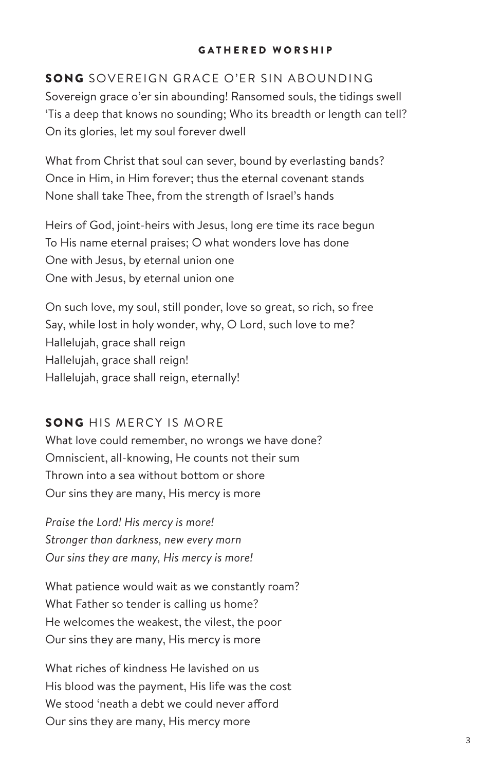## GATHERED WORSHIP

### **SONG** SOVEREIGN GRACE O'ER SIN ABOUNDING

Sovereign grace o'er sin abounding! Ransomed souls, the tidings swell
'Tis a deep that knows no sounding; Who its breadth or length can tell?
On its glories, let my soul forever dwell

What from Christ that soul can sever, bound by everlasting bands?
Once in Him, in Him forever; thus the eternal covenant stands
None shall take Thee, from the strength of Israel's hands

Heirs of God, joint-heirs with Jesus, long ere time its race begun
To His name eternal praises; O what wonders love has done
One with Jesus, by eternal union one
One with Jesus, by eternal union one

On such love, my soul, still ponder, love so great, so rich, so free
Say, while lost in holy wonder, why, O Lord, such love to me?
Hallelujah, grace shall reign
Hallelujah, grace shall reign!
Hallelujah, grace shall reign, eternally!

### **SONG** HIS MERCY IS MORE

What love could remember, no wrongs we have done?
Omniscient, all-knowing, He counts not their sum
Thrown into a sea without bottom or shore
Our sins they are many, His mercy is more

*Praise the Lord! His mercy is more!*
*Stronger than darkness, new every morn*
*Our sins they are many, His mercy is more!*

What patience would wait as we constantly roam?
What Father so tender is calling us home?
He welcomes the weakest, the vilest, the poor
Our sins they are many, His mercy is more

What riches of kindness He lavished on us
His blood was the payment, His life was the cost
We stood 'neath a debt we could never afford
Our sins they are many, His mercy more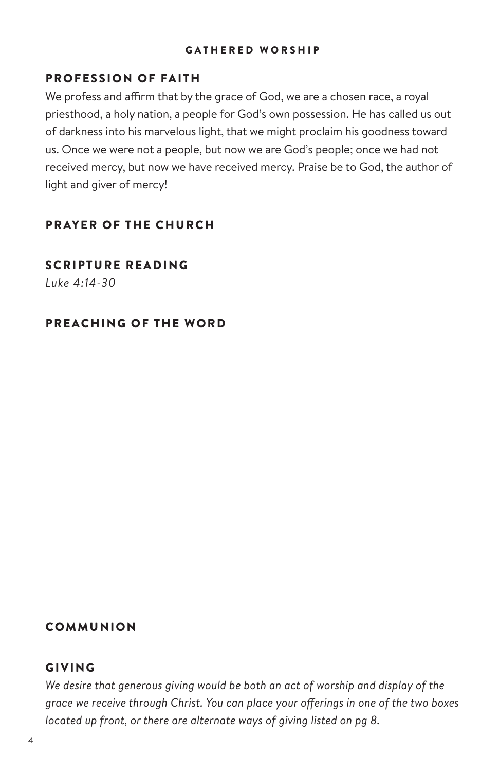## PROFESSION OF FAITH

We profess and affirm that by the grace of God, we are a chosen race, a royal priesthood, a holy nation, a people for God's own possession. He has called us out of darkness into his marvelous light, that we might proclaim his goodness toward us. Once we were not a people, but now we are God's people; once we had not received mercy, but now we have received mercy. Praise be to God, the author of light and giver of mercy!

## PRAYER OF THE CHURCH

## SCRIPTURE READING

*Luke 4:14-30*

## PREACHING OF THE WORD

## COMMUNION

## GIVING

*We desire that generous giving would be both an act of worship and display of the grace we receive through Christ. You can place your offerings in one of the two boxes located up front, or there are alternate ways of giving listed on pg 8.*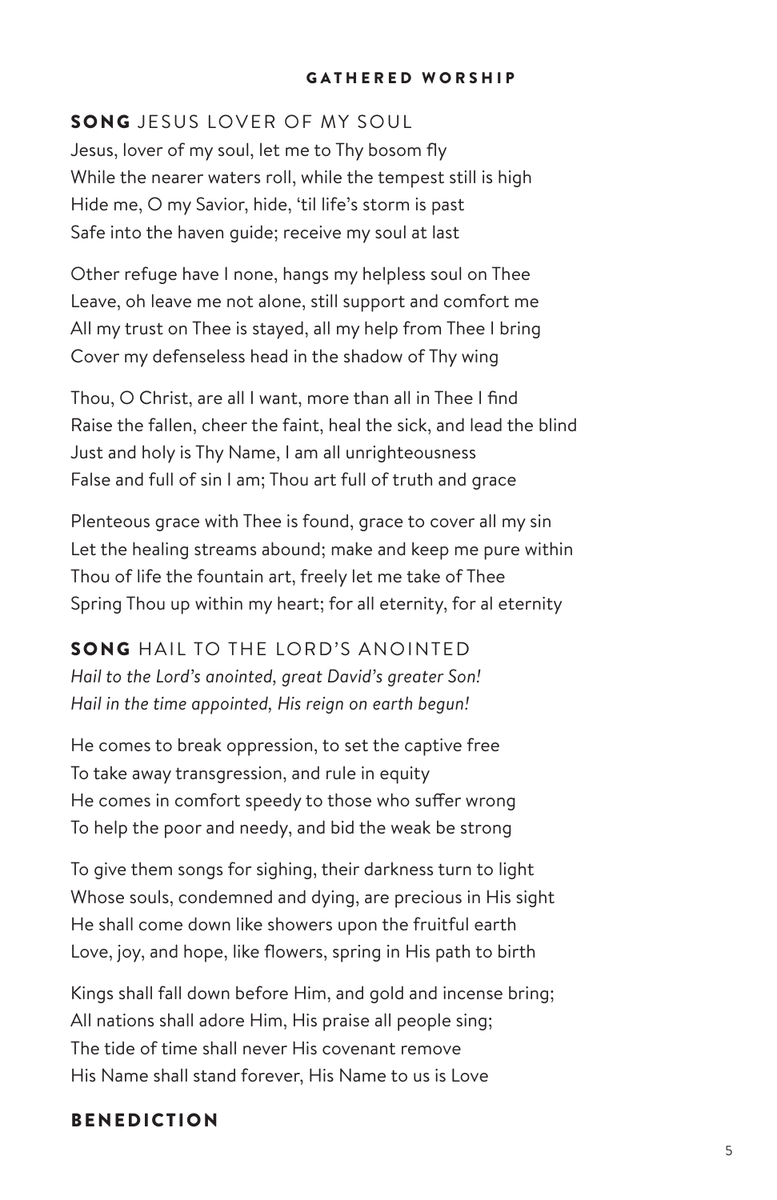**GATHERED WORSHIP**

## SONG JESUS LOVER OF MY SOUL

Jesus, lover of my soul, let me to Thy bosom fly
While the nearer waters roll, while the tempest still is high
Hide me, O my Savior, hide, 'til life's storm is past
Safe into the haven guide; receive my soul at last

Other refuge have I none, hangs my helpless soul on Thee
Leave, oh leave me not alone, still support and comfort me
All my trust on Thee is stayed, all my help from Thee I bring
Cover my defenseless head in the shadow of Thy wing

Thou, O Christ, are all I want, more than all in Thee I find
Raise the fallen, cheer the faint, heal the sick, and lead the blind
Just and holy is Thy Name, I am all unrighteousness
False and full of sin I am; Thou art full of truth and grace

Plenteous grace with Thee is found, grace to cover all my sin
Let the healing streams abound; make and keep me pure within
Thou of life the fountain art, freely let me take of Thee
Spring Thou up within my heart; for all eternity, for al eternity

## SONG HAIL TO THE LORD'S ANOINTED

*Hail to the Lord's anointed, great David's greater Son!*
*Hail in the time appointed, His reign on earth begun!*

He comes to break oppression, to set the captive free
To take away transgression, and rule in equity
He comes in comfort speedy to those who suffer wrong
To help the poor and needy, and bid the weak be strong

To give them songs for sighing, their darkness turn to light
Whose souls, condemned and dying, are precious in His sight
He shall come down like showers upon the fruitful earth
Love, joy, and hope, like flowers, spring in His path to birth

Kings shall fall down before Him, and gold and incense bring;
All nations shall adore Him, His praise all people sing;
The tide of time shall never His covenant remove
His Name shall stand forever, His Name to us is Love

## BENEDICTION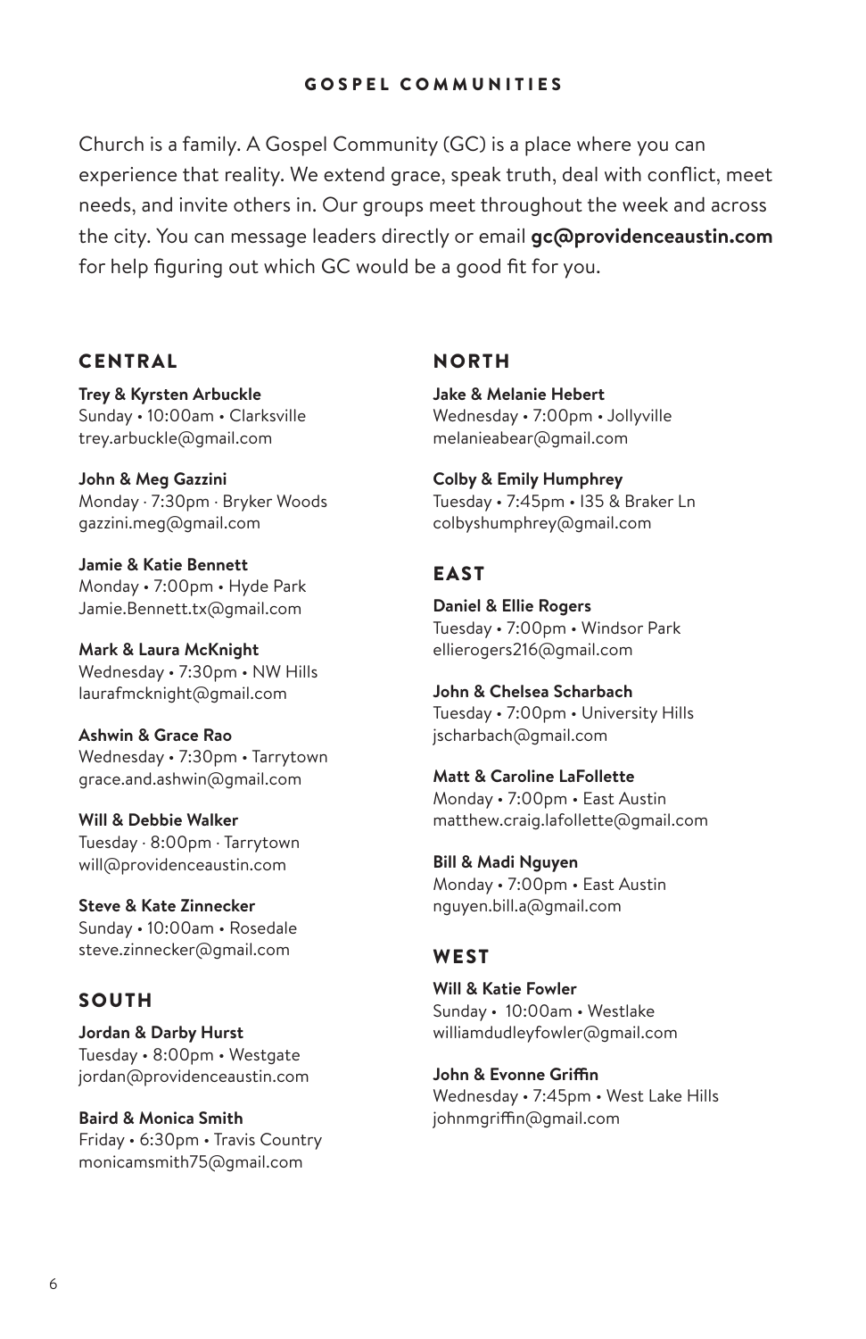## GOSPEL COMMUNITIES

Church is a family. A Gospel Community (GC) is a place where you can experience that reality. We extend grace, speak truth, deal with conflict, meet needs, and invite others in. Our groups meet throughout the week and across the city. You can message leaders directly or email **gc@providenceaustin.com** for help figuring out which GC would be a good fit for you.

### CENTRAL

**Trey & Kyrsten Arbuckle**
Sunday • 10:00am • Clarksville
trey.arbuckle@gmail.com

**John & Meg Gazzini**
Monday · 7:30pm · Bryker Woods
gazzini.meg@gmail.com

**Jamie & Katie Bennett**
Monday • 7:00pm • Hyde Park
Jamie.Bennett.tx@gmail.com

**Mark & Laura McKnight**
Wednesday • 7:30pm • NW Hills
laurafmcknight@gmail.com

**Ashwin & Grace Rao**
Wednesday • 7:30pm • Tarrytown
grace.and.ashwin@gmail.com

**Will & Debbie Walker**
Tuesday · 8:00pm · Tarrytown
will@providenceaustin.com

**Steve & Kate Zinnecker**
Sunday • 10:00am • Rosedale
steve.zinnecker@gmail.com

### SOUTH

**Jordan & Darby Hurst**
Tuesday • 8:00pm • Westgate
jordan@providenceaustin.com

**Baird & Monica Smith**
Friday • 6:30pm • Travis Country
monicamsmith75@gmail.com

### NORTH

**Jake & Melanie Hebert**
Wednesday • 7:00pm • Jollyville
melanieabear@gmail.com

**Colby & Emily Humphrey**
Tuesday • 7:45pm • I35 & Braker Ln
colbyshumphrey@gmail.com

### EAST

**Daniel & Ellie Rogers**
Tuesday • 7:00pm • Windsor Park
ellierogers216@gmail.com

**John & Chelsea Scharbach**
Tuesday • 7:00pm • University Hills
jscharbach@gmail.com

**Matt & Caroline LaFollette**
Monday • 7:00pm • East Austin
matthew.craig.lafollette@gmail.com

**Bill & Madi Nguyen**
Monday • 7:00pm • East Austin
nguyen.bill.a@gmail.com

### WEST

**Will & Katie Fowler**
Sunday • 10:00am • Westlake
williamdudleyfowler@gmail.com

**John & Evonne Griffin**
Wednesday • 7:45pm • West Lake Hills
johnmgriffin@gmail.com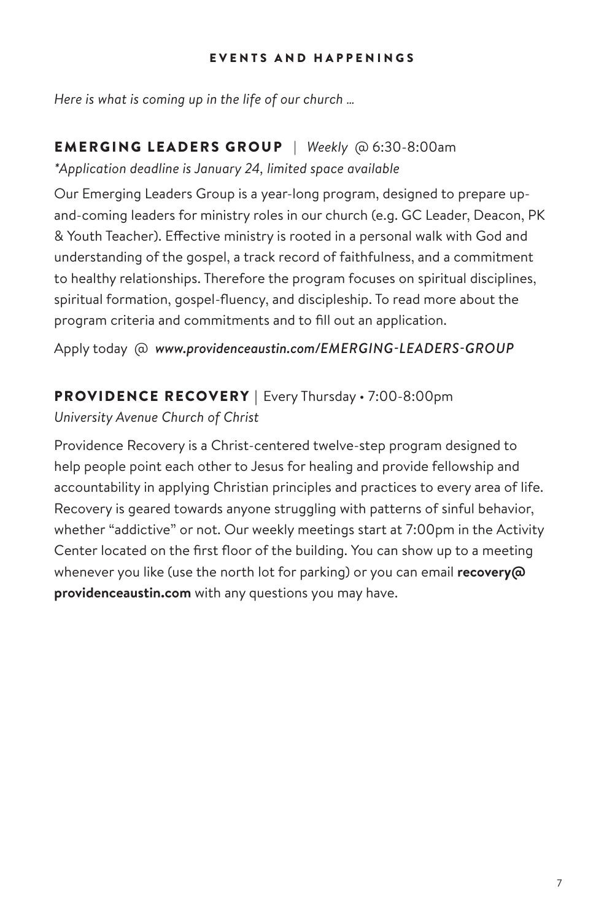## EVENTS AND HAPPENINGS

*Here is what is coming up in the life of our church ...*

### EMERGING LEADERS GROUP | *Weekly* @ 6:30-8:00am

**Application deadline is January 24, limited space available*

Our Emerging Leaders Group is a year-long program, designed to prepare up-and-coming leaders for ministry roles in our church (e.g. GC Leader, Deacon, PK & Youth Teacher). Effective ministry is rooted in a personal walk with God and understanding of the gospel, a track record of faithfulness, and a commitment to healthy relationships. Therefore the program focuses on spiritual disciplines, spiritual formation, gospel-fluency, and discipleship. To read more about the program criteria and commitments and to fill out an application.

Apply today @ ***www.providenceaustin.com/EMERGING-LEADERS-GROUP***

### PROVIDENCE RECOVERY | Every Thursday • 7:00-8:00pm

*University Avenue Church of Christ*

Providence Recovery is a Christ-centered twelve-step program designed to help people point each other to Jesus for healing and provide fellowship and accountability in applying Christian principles and practices to every area of life. Recovery is geared towards anyone struggling with patterns of sinful behavior, whether "addictive" or not. Our weekly meetings start at 7:00pm in the Activity Center located on the first floor of the building. You can show up to a meeting whenever you like (use the north lot for parking) or you can email **recovery@providenceaustin.com** with any questions you may have.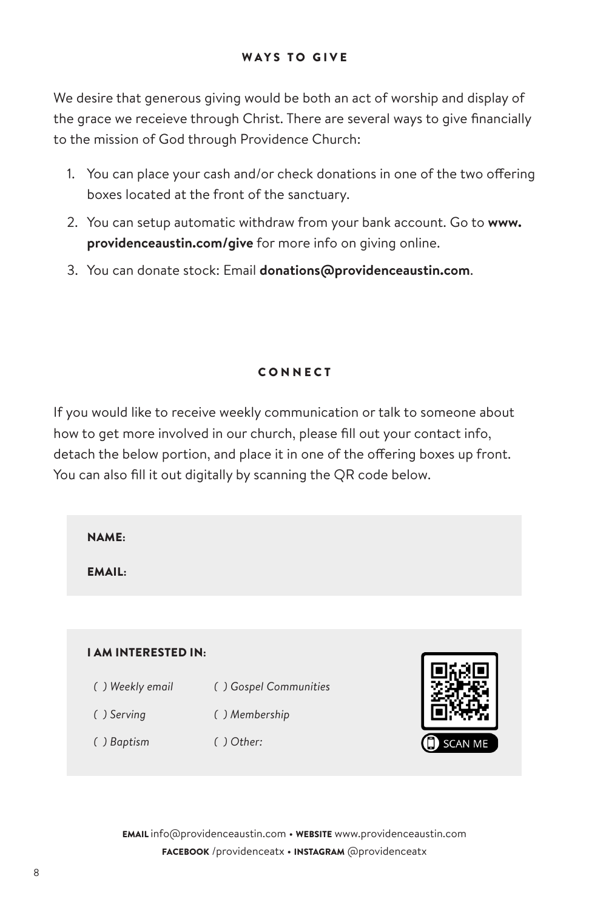## WAYS TO GIVE

We desire that generous giving would be both an act of worship and display of the grace we receieve through Christ. There are several ways to give financially to the mission of God through Providence Church:

1. You can place your cash and/or check donations in one of the two offering boxes located at the front of the sanctuary.
2. You can setup automatic withdraw from your bank account. Go to **www.providenceaustin.com/give** for more info on giving online.
3. You can donate stock: Email **donations@providenceaustin.com**.

## CONNECT

If you would like to receive weekly communication or talk to someone about how to get more involved in our church, please fill out your contact info, detach the below portion, and place it in one of the offering boxes up front. You can also fill it out digitally by scanning the QR code below.

**NAME:**

**EMAIL:**

**I AM INTERESTED IN:**

*( ) Weekly email*

*( ) Gospel Communities*

*( ) Serving*

*( ) Membership*

*( ) Baptism*

*( ) Other:*

SCAN ME

**EMAIL** info@providenceaustin.com • **WEBSITE** www.providenceaustin.com
**FACEBOOK** /providenceatx • **INSTAGRAM** @providenceatx